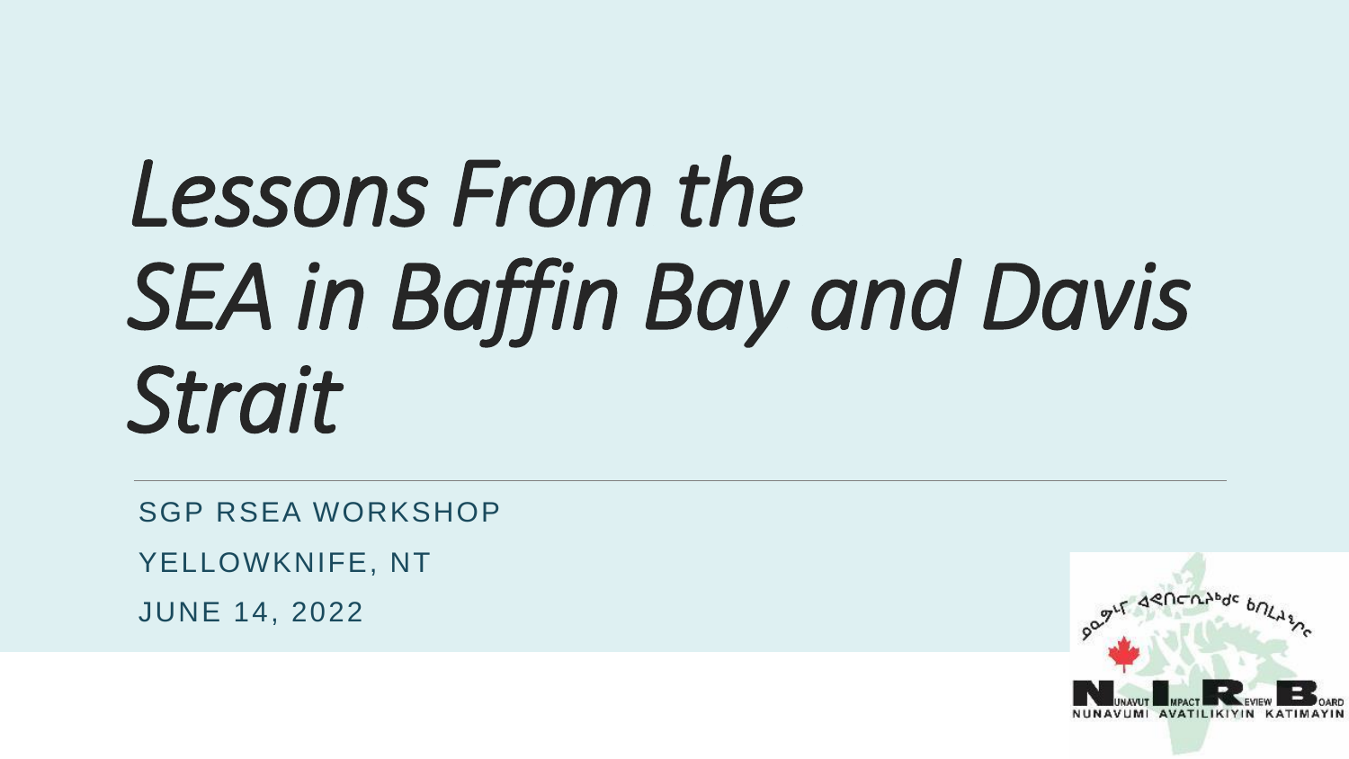# *Lessons From the SEA in Baffin Bay and Davis Strait*

SGP RSEA WORKSHOP

YELLOWKNIFE, NT

JUNE 14, 2022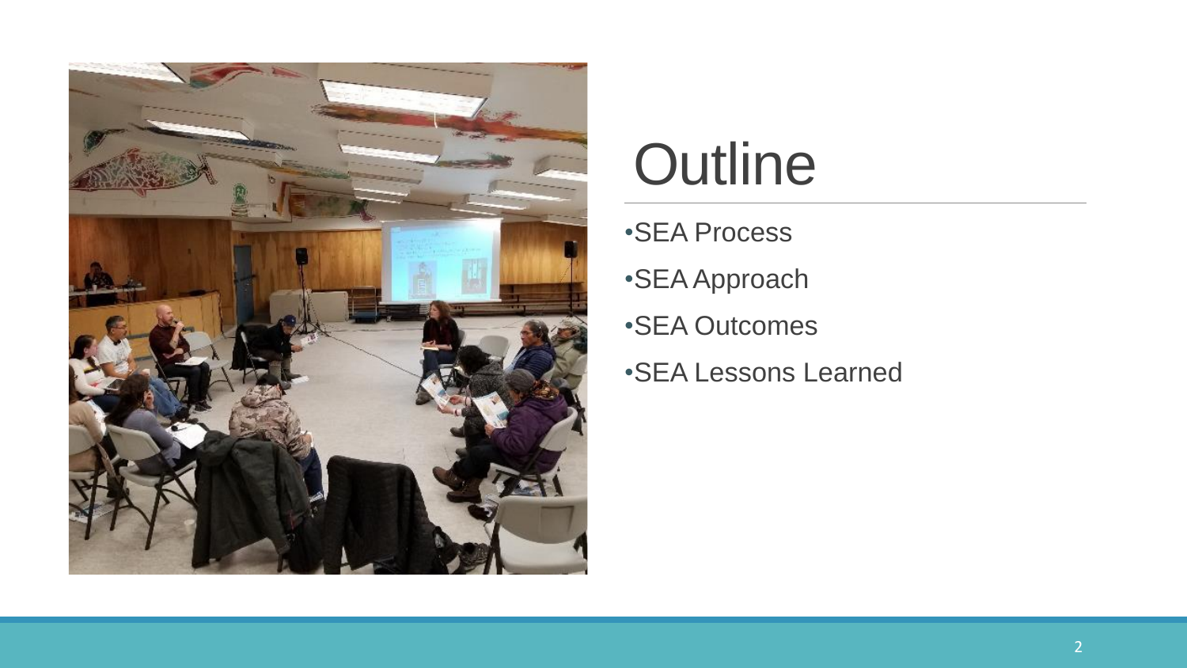# Outline

- SEA Process
- SEA Approach
- SEA Outcomes
- SEA Lessons Learned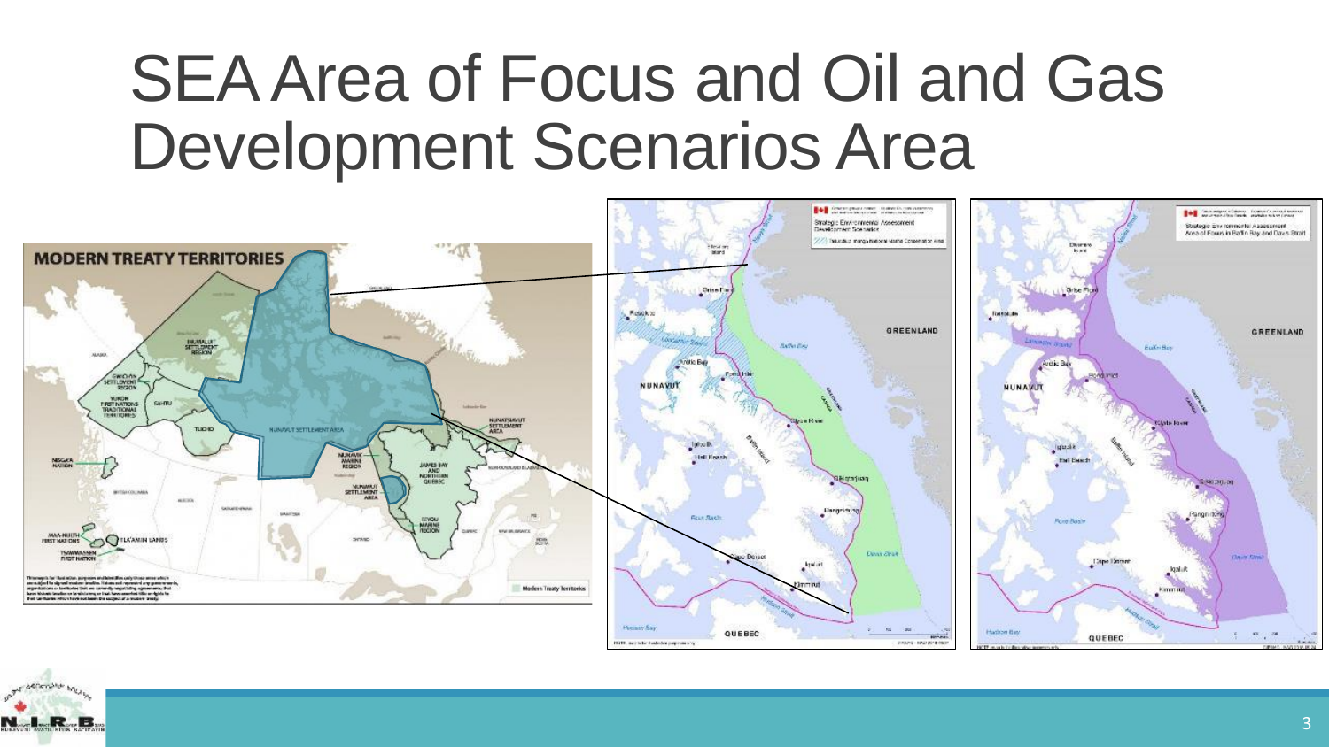# SEA Area of Focus and Oil and Gas Development Scenarios Area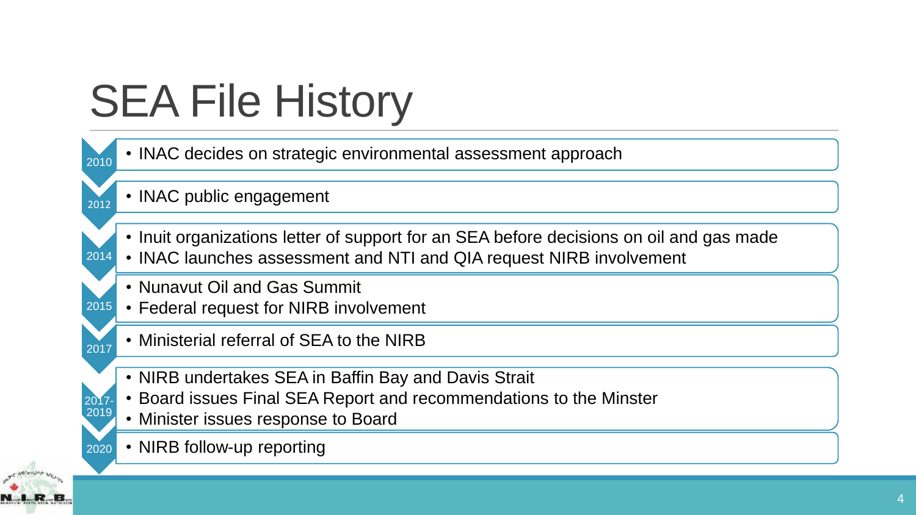# SEA File History

- **2010**
  - INAC decides on strategic environmental assessment approach
- **2012**
  - INAC public engagement
- **2014**
  - Inuit organizations letter of support for an SEA before decisions on oil and gas made
  - INAC launches assessment and NTI and QIA request NIRB involvement
- **2015**
  - Nunavut Oil and Gas Summit
  - Federal request for NIRB involvement
- **2017**
  - Ministerial referral of SEA to the NIRB
- **2017-2019**
  - NIRB undertakes SEA in Baffin Bay and Davis Strait
  - Board issues Final SEA Report and recommendations to the Minster
  - Minister issues response to Board
- **2020**
  - NIRB follow-up reporting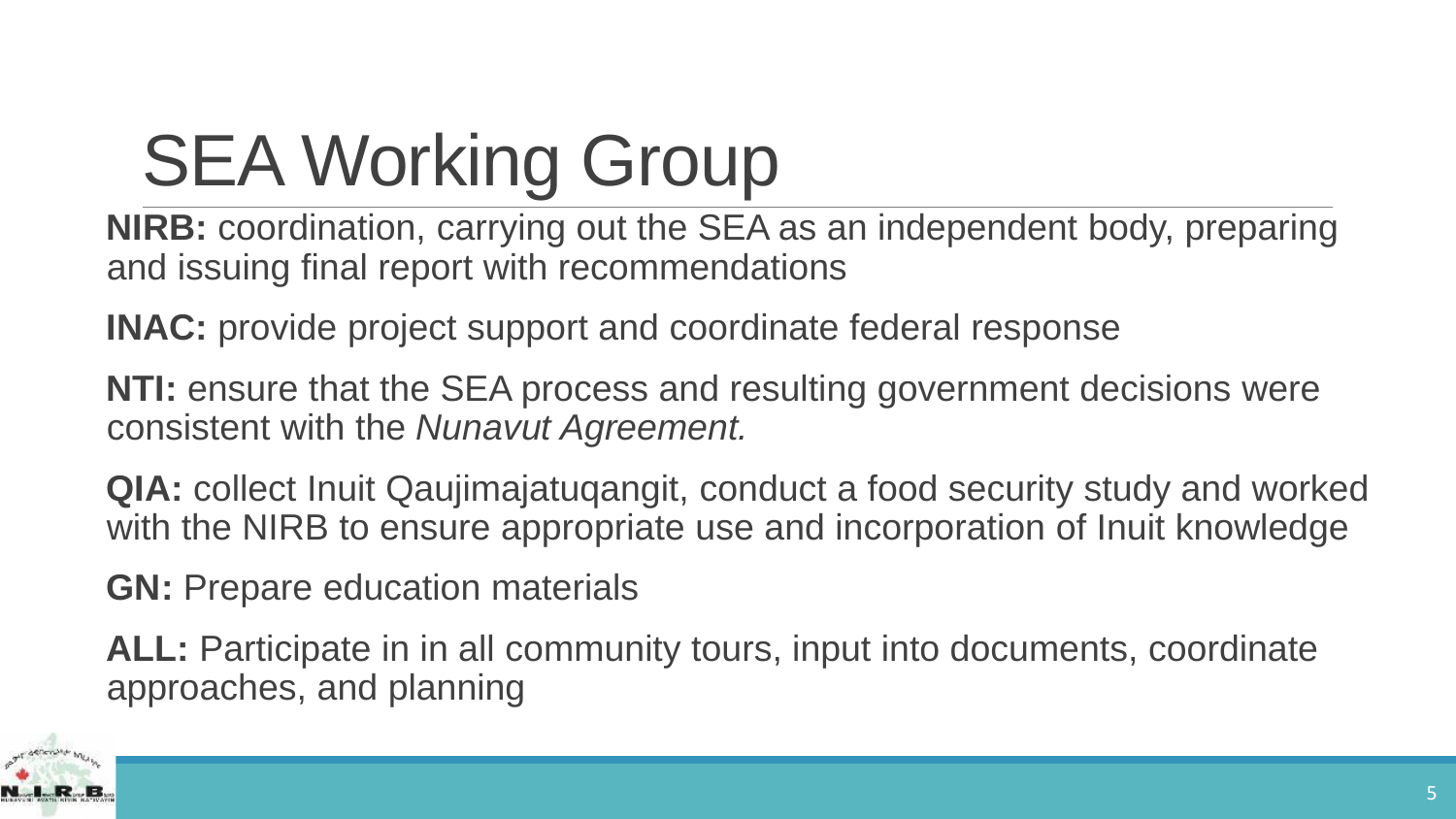# SEA Working Group

**NIRB:** coordination, carrying out the SEA as an independent body, preparing and issuing final report with recommendations

**INAC:** provide project support and coordinate federal response

**NTI:** ensure that the SEA process and resulting government decisions were consistent with the *Nunavut Agreement.*

**QIA:** collect Inuit Qaujimajatuqangit, conduct a food security study and worked with the NIRB to ensure appropriate use and incorporation of Inuit knowledge

**GN:** Prepare education materials

**ALL:** Participate in in all community tours, input into documents, coordinate approaches, and planning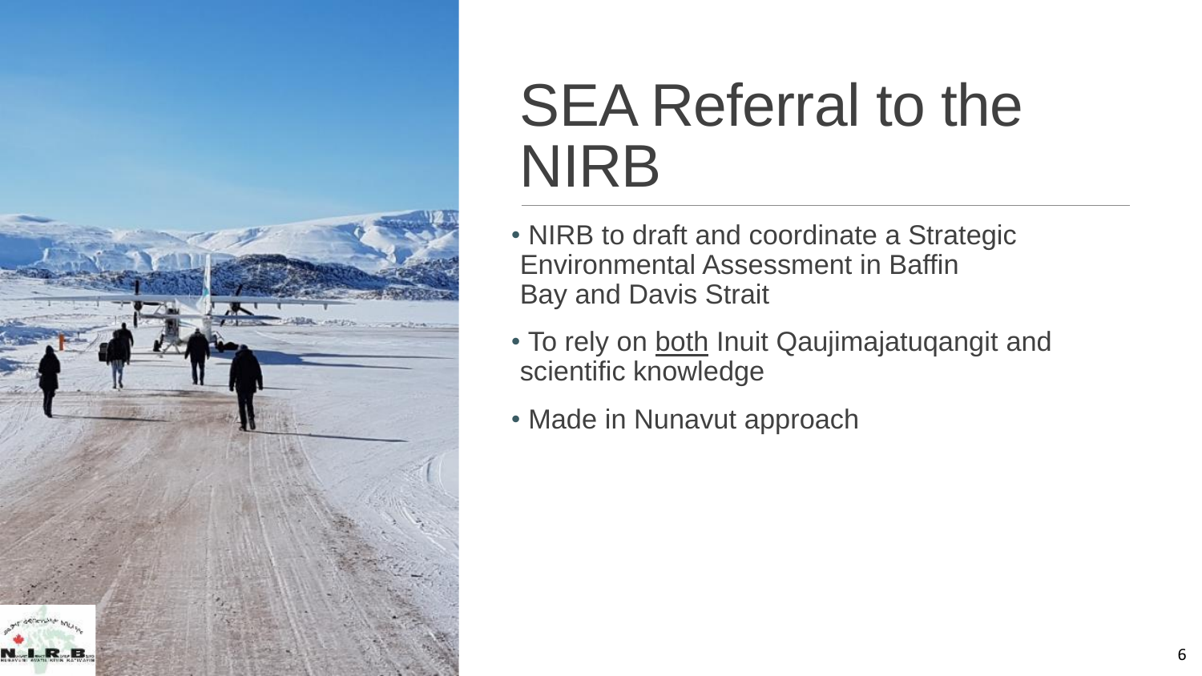# SEA Referral to the NIRB

- NIRB to draft and coordinate a Strategic Environmental Assessment in Baffin Bay and Davis Strait
- To rely on <u>both</u> Inuit Qaujimajatuqangit and scientific knowledge
- Made in Nunavut approach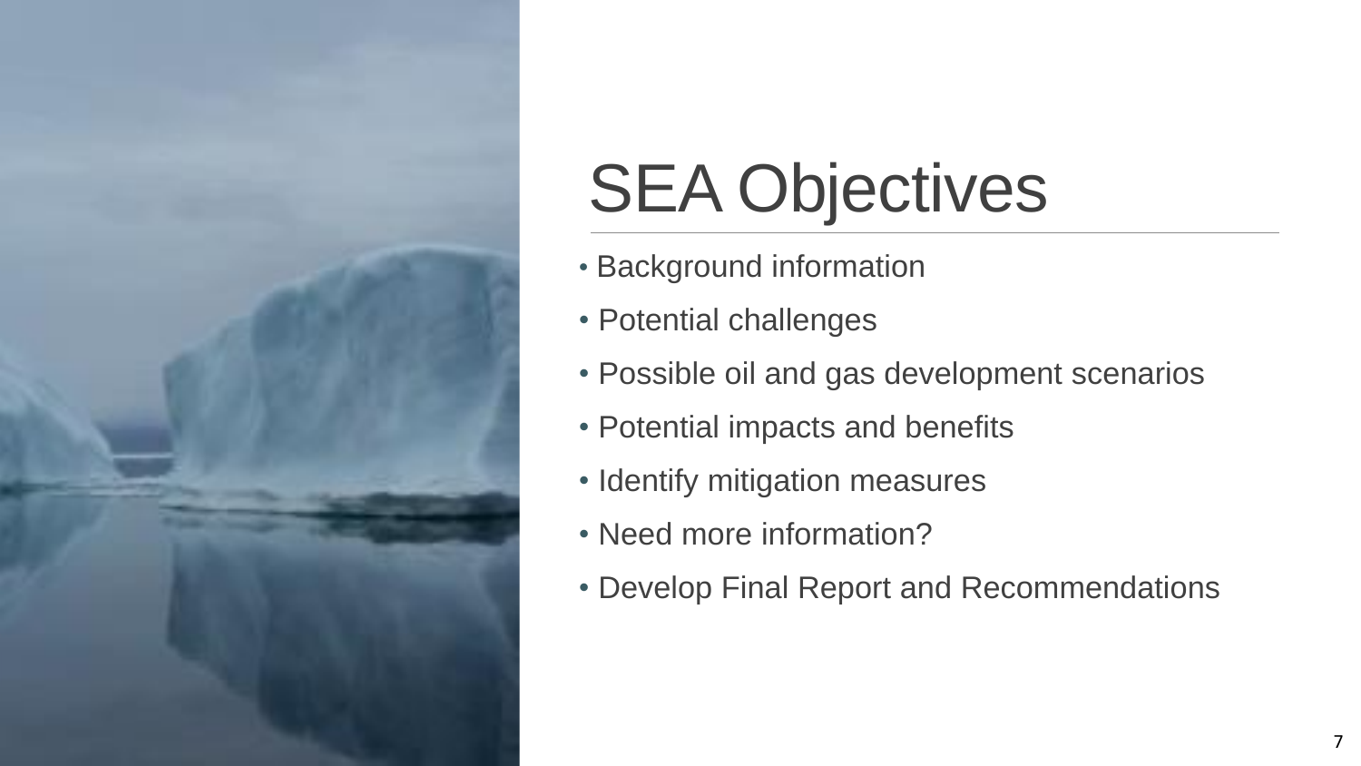# SEA Objectives

- Background information
- Potential challenges
- Possible oil and gas development scenarios
- Potential impacts and benefits
- Identify mitigation measures
- Need more information?
- Develop Final Report and Recommendations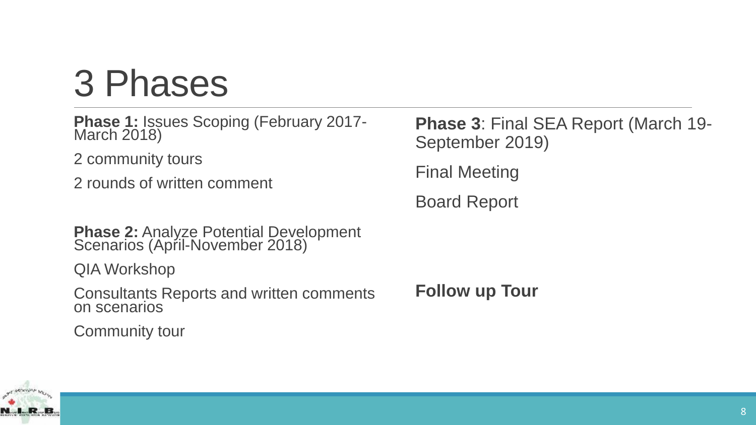# 3 Phases

**Phase 1:** Issues Scoping (February 2017-March 2018)

2 community tours

2 rounds of written comment

**Phase 2:** Analyze Potential Development Scenarios (April-November 2018)

QIA Workshop

Consultants Reports and written comments on scenarios

Community tour

**Phase 3**: Final SEA Report (March 19-September 2019)

Final Meeting

Board Report

**Follow up Tour**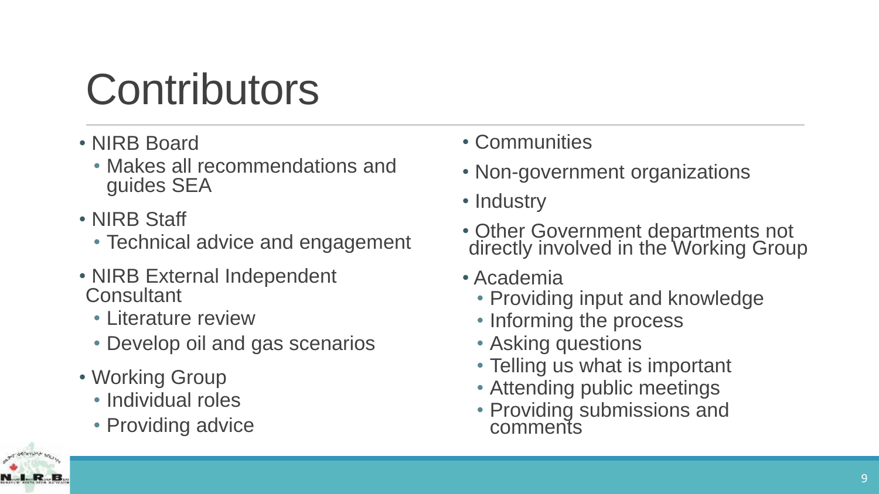# Contributors

- NIRB Board
  - Makes all recommendations and guides SEA
- NIRB Staff
  - Technical advice and engagement
- NIRB External Independent Consultant
  - Literature review
  - Develop oil and gas scenarios
- Working Group
  - Individual roles
  - Providing advice
- Communities
- Non-government organizations
- Industry
- Other Government departments not directly involved in the Working Group
- Academia
  - Providing input and knowledge
  - Informing the process
  - Asking questions
  - Telling us what is important
  - Attending public meetings
  - Providing submissions and comments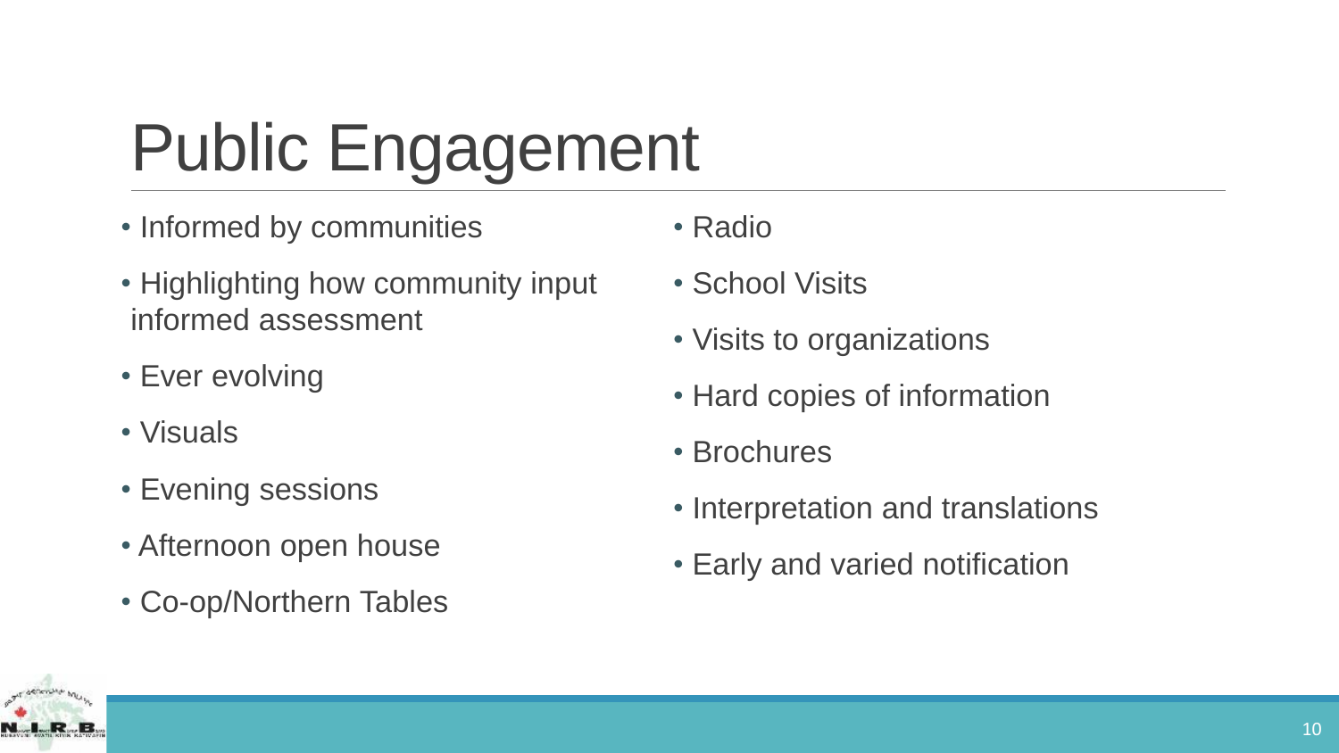# Public Engagement

- Informed by communities
- Highlighting how community input informed assessment
- Ever evolving
- Visuals
- Evening sessions
- Afternoon open house
- Co-op/Northern Tables
- Radio
- School Visits
- Visits to organizations
- Hard copies of information
- Brochures
- Interpretation and translations
- Early and varied notification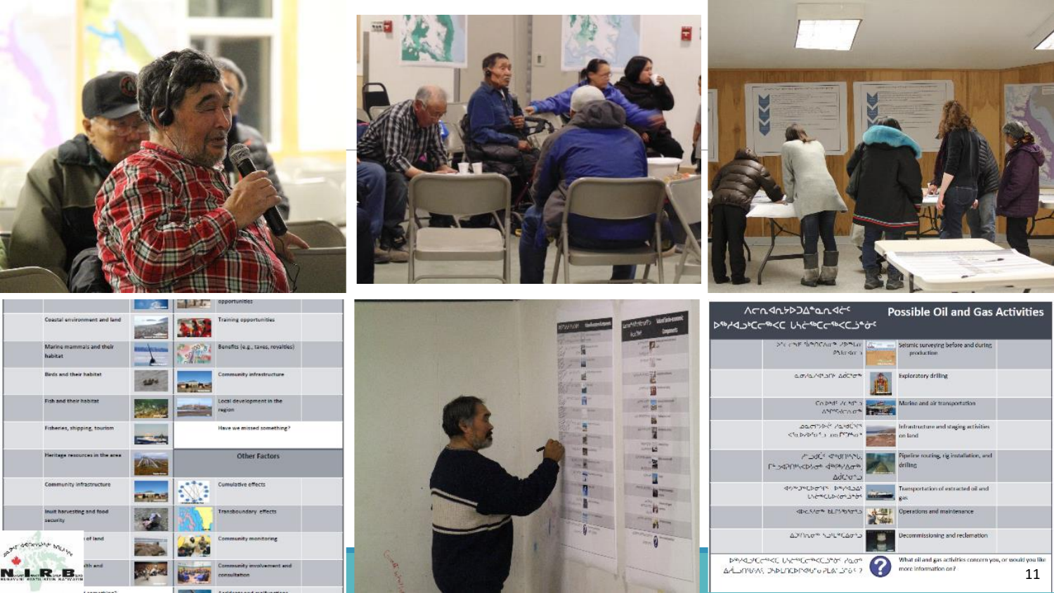| | |
|---|---|
| | opportunities |
| Coastal environment and land | Training opportunities |
| Marine mammals and their habitat | Benefits (e.g., taxes, royalties) |
| Birds and their habitat | Community infrastructure |
| Fish and their habitat | Local development in the region |
| Fisheries, shipping, tourism | Have we missed something? |
| Heritage resources in the area | **Other Factors** |
| Community infrastructure | Cumulative effects |
| Inuit harvesting and food security | Transboundary effects |
| ...of land | Community monitoring |
| ...lth and | Community involvement and consultation |
| ...something? | Accidents and malfunctions |

| Possible Oil and Gas Activities |
|---|
| Seismic surveying before and during production |
| Exploratory drilling |
| Marine and air transportation |
| Infrastructure and staging activities on land |
| Pipeline routing, rig installation, and drilling |
| Transportation of extracted oil and gas |
| Operations and maintenance |
| Decommissioning and reclamation |
| What oil and gas activities concern you, or would you like more information on? |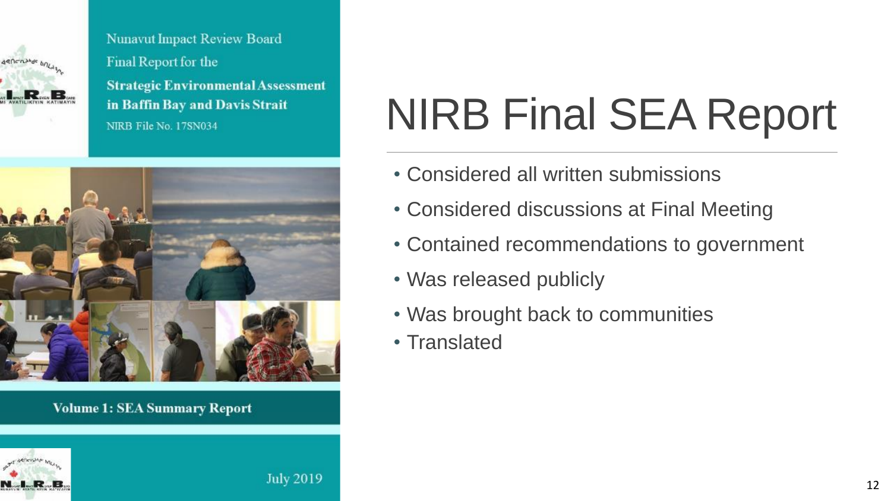Nunavut Impact Review Board
Final Report for the
**Strategic Environmental Assessment in Baffin Bay and Davis Strait**
NIRB File No. 17SN034

**Volume 1: SEA Summary Report**

July 2019

# NIRB Final SEA Report

- Considered all written submissions
- Considered discussions at Final Meeting
- Contained recommendations to government
- Was released publicly
- Was brought back to communities
- Translated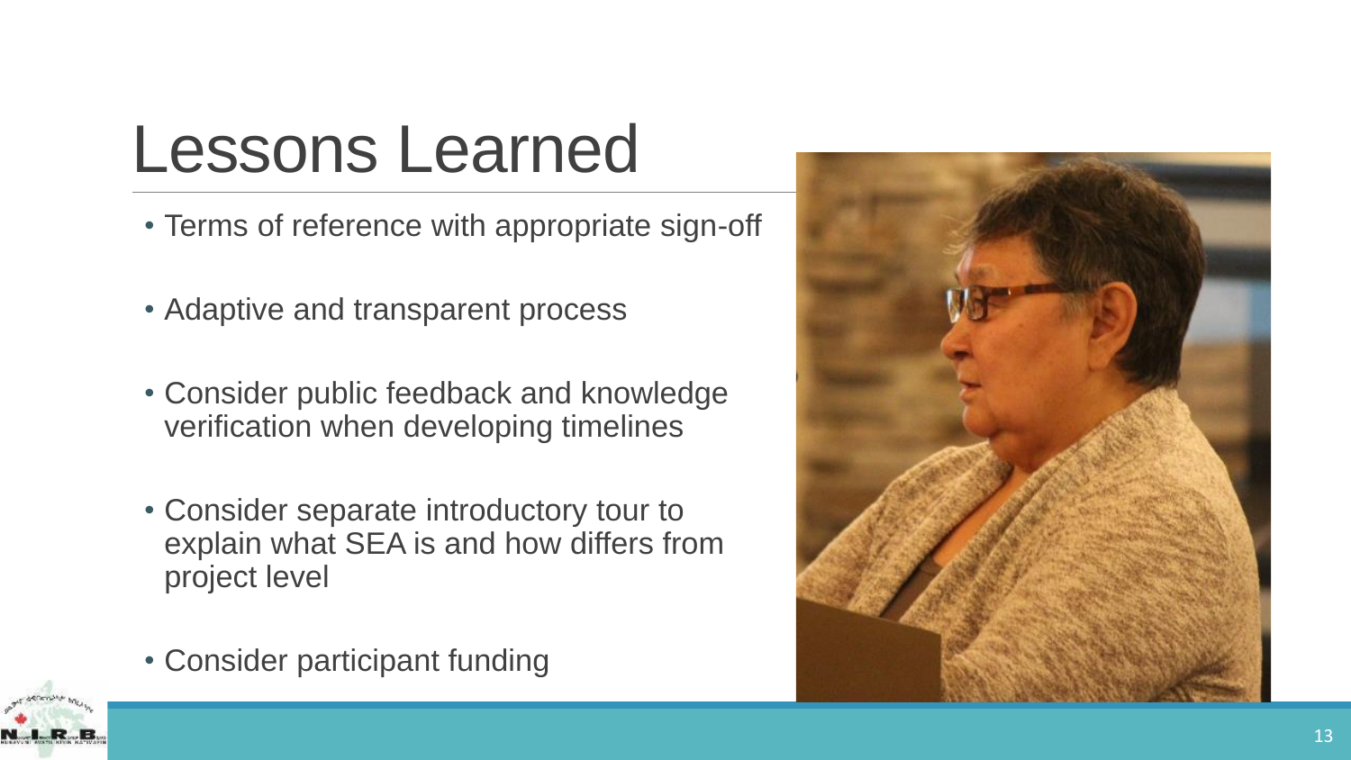# Lessons Learned

- Terms of reference with appropriate sign-off
- Adaptive and transparent process
- Consider public feedback and knowledge verification when developing timelines
- Consider separate introductory tour to explain what SEA is and how differs from project level
- Consider participant funding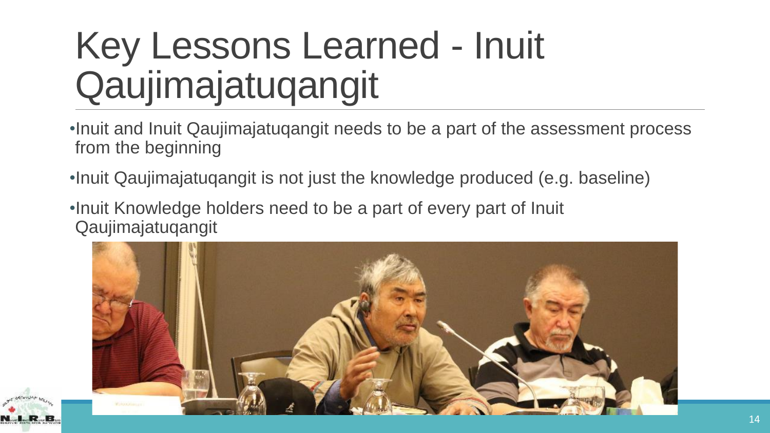# Key Lessons Learned - Inuit Qaujimajatuqangit

- Inuit and Inuit Qaujimajatuqangit needs to be a part of the assessment process from the beginning
- Inuit Qaujimajatuqangit is not just the knowledge produced (e.g. baseline)
- Inuit Knowledge holders need to be a part of every part of Inuit Qaujimajatuqangit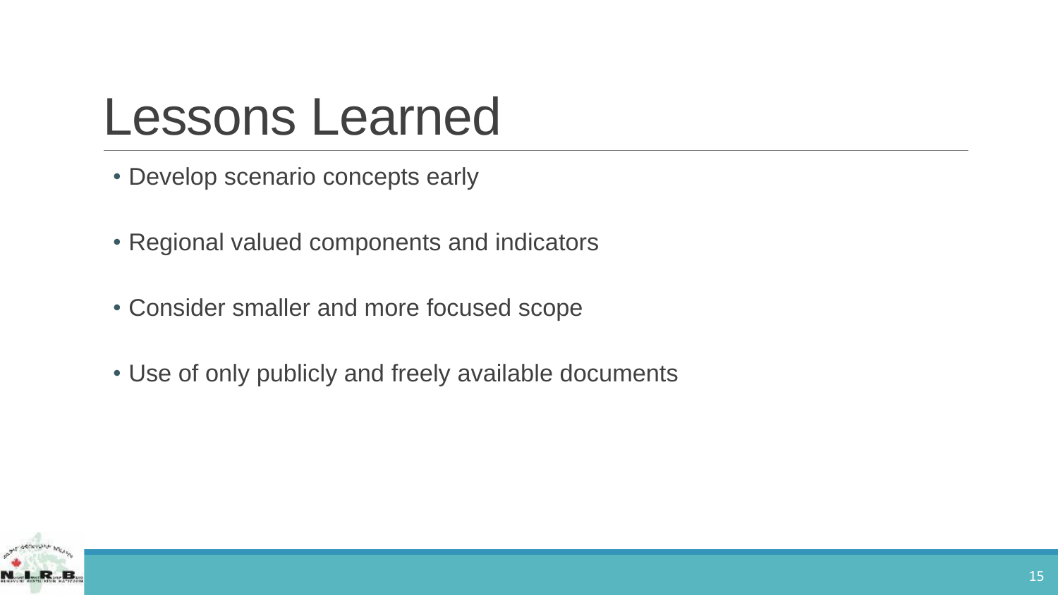# Lessons Learned

- Develop scenario concepts early
- Regional valued components and indicators
- Consider smaller and more focused scope
- Use of only publicly and freely available documents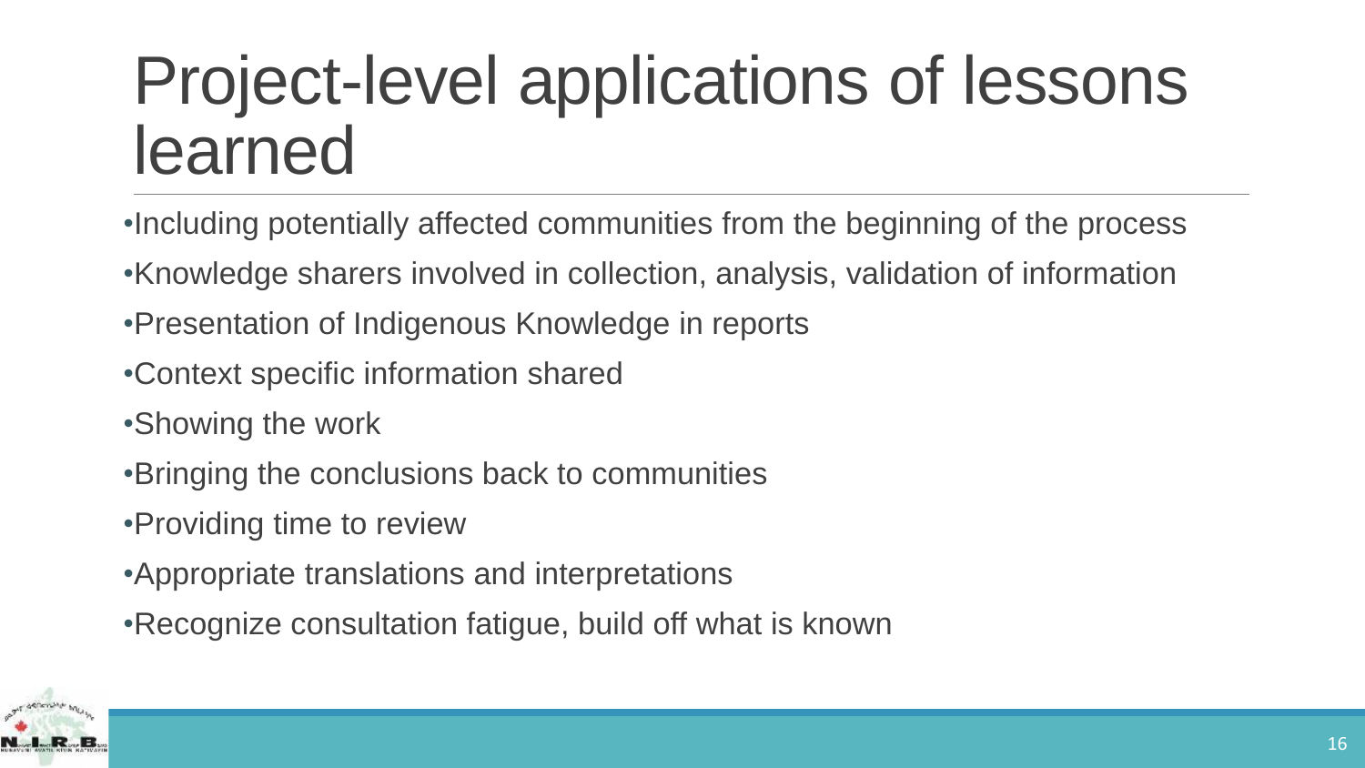# Project-level applications of lessons learned

- Including potentially affected communities from the beginning of the process
- Knowledge sharers involved in collection, analysis, validation of information
- Presentation of Indigenous Knowledge in reports
- Context specific information shared
- Showing the work
- Bringing the conclusions back to communities
- Providing time to review
- Appropriate translations and interpretations
- Recognize consultation fatigue, build off what is known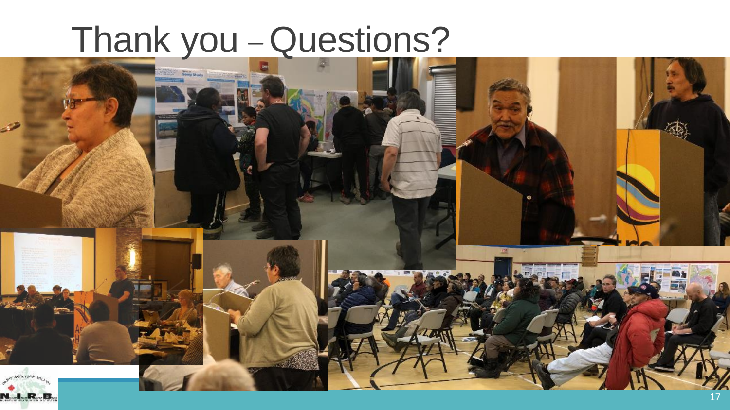# Thank you – Questions?